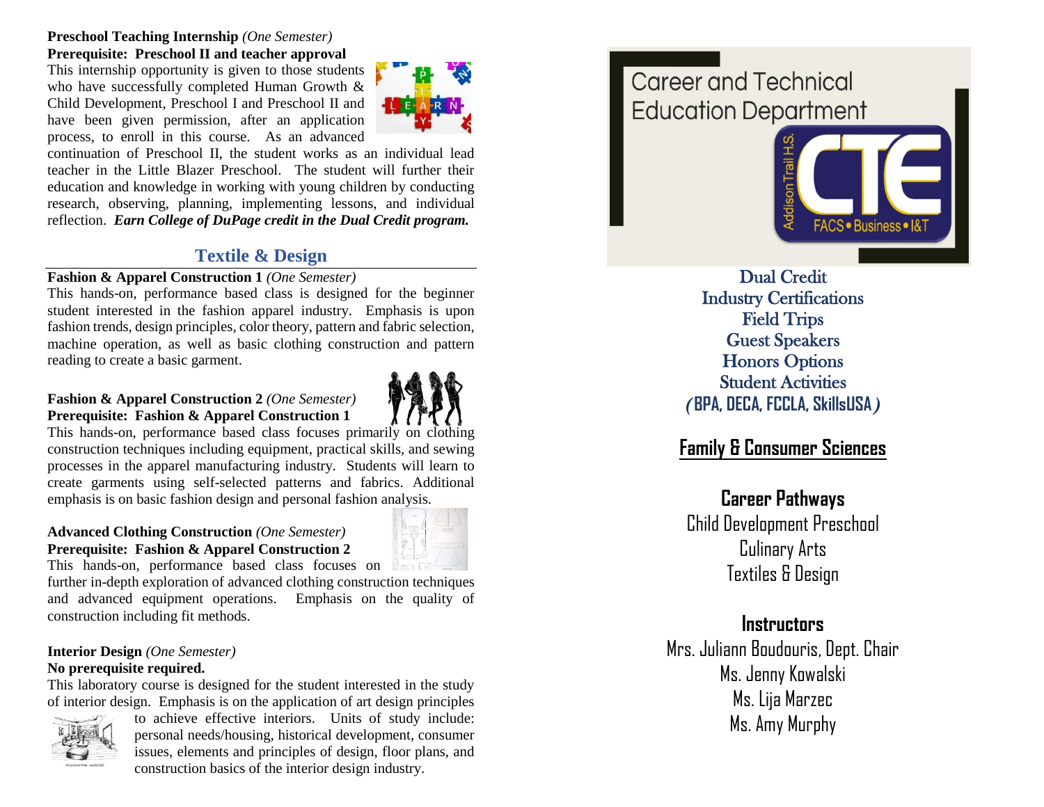**Preschool Teaching Internship** *(One Semester)*
**Prerequisite: Preschool II and teacher approval**
This internship opportunity is given to those students who have successfully completed Human Growth & Child Development, Preschool I and Preschool II and have been given permission, after an application process, to enroll in this course. As an advanced continuation of Preschool II, the student works as an individual lead teacher in the Little Blazer Preschool. The student will further their education and knowledge in working with young children by conducting research, observing, planning, implementing lessons, and individual reflection. ***Earn College of DuPage credit in the Dual Credit program.***

## Textile & Design

**Fashion & Apparel Construction 1** *(One Semester)*
This hands-on, performance based class is designed for the beginner student interested in the fashion apparel industry. Emphasis is upon fashion trends, design principles, color theory, pattern and fabric selection, machine operation, as well as basic clothing construction and pattern reading to create a basic garment.

**Fashion & Apparel Construction 2** *(One Semester)*
**Prerequisite: Fashion & Apparel Construction 1**
This hands-on, performance based class focuses primarily on clothing construction techniques including equipment, practical skills, and sewing processes in the apparel manufacturing industry. Students will learn to create garments using self-selected patterns and fabrics. Additional emphasis is on basic fashion design and personal fashion analysis.

**Advanced Clothing Construction** *(One Semester)*
**Prerequisite: Fashion & Apparel Construction 2**
This hands-on, performance based class focuses on further in-depth exploration of advanced clothing construction techniques and advanced equipment operations. Emphasis on the quality of construction including fit methods.

**Interior Design** *(One Semester)*
**No prerequisite required.**
This laboratory course is designed for the student interested in the study of interior design. Emphasis is on the application of art design principles to achieve effective interiors. Units of study include: personal needs/housing, historical development, consumer issues, elements and principles of design, floor plans, and construction basics of the interior design industry.

# Career and Technical Education Department

Addison Trail H.S.
CTE
FACS • Business • I&T

Dual Credit
Industry Certifications
Field Trips
Guest Speakers
Honors Options
Student Activities
*(***BPA, DECA, FCCLA, SkillsUSA***)*

## Family & Consumer Sciences

### Career Pathways

Child Development Preschool
Culinary Arts
Textiles & Design

### Instructors

Mrs. Juliann Boudouris, Dept. Chair
Ms. Jenny Kowalski
Ms. Lija Marzec
Ms. Amy Murphy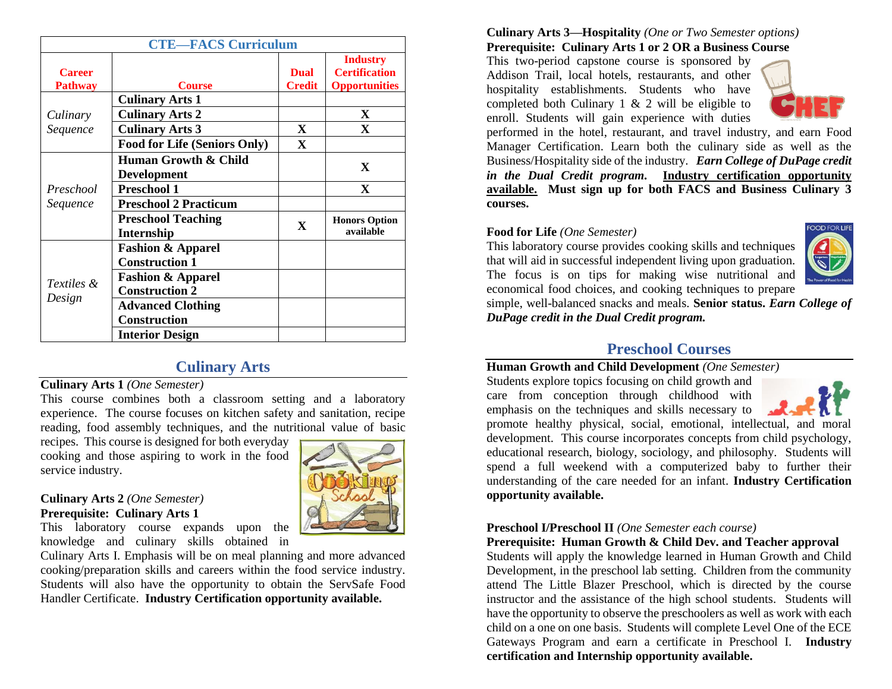| CTE—FACS Curriculum | | | |
|---|---|---|---|
| **Career Pathway** | **Course** | **Dual Credit** | **Industry Certification Opportunities** |
| *Culinary Sequence* | **Culinary Arts 1** | | |
| | **Culinary Arts 2** | | **X** |
| | **Culinary Arts 3** | **X** | **X** |
| | **Food for Life (Seniors Only)** | **X** | |
| *Preschool Sequence* | **Human Growth & Child Development** | | **X** |
| | **Preschool 1** | | **X** |
| | **Preschool 2 Practicum** | | |
| | **Preschool Teaching Internship** | **X** | **Honors Option available** |
| *Textiles & Design* | **Fashion & Apparel Construction 1** | | |
| | **Fashion & Apparel Construction 2** | | |
| | **Advanced Clothing Construction** | | |
| | **Interior Design** | | |

## Culinary Arts

**Culinary Arts 1** *(One Semester)*
This course combines both a classroom setting and a laboratory experience. The course focuses on kitchen safety and sanitation, recipe reading, food assembly techniques, and the nutritional value of basic recipes. This course is designed for both everyday cooking and those aspiring to work in the food service industry.

**Culinary Arts 2** *(One Semester)*
**Prerequisite: Culinary Arts 1**
This laboratory course expands upon the knowledge and culinary skills obtained in Culinary Arts I. Emphasis will be on meal planning and more advanced cooking/preparation skills and careers within the food service industry. Students will also have the opportunity to obtain the ServSafe Food Handler Certificate. **Industry Certification opportunity available.**

**Culinary Arts 3—Hospitality** *(One or Two Semester options)*
**Prerequisite: Culinary Arts 1 or 2 OR a Business Course**
This two-period capstone course is sponsored by Addison Trail, local hotels, restaurants, and other hospitality establishments. Students who have completed both Culinary 1 & 2 will be eligible to enroll. Students will gain experience with duties performed in the hotel, restaurant, and travel industry, and earn Food Manager Certification. Learn both the culinary side as well as the Business/Hospitality side of the industry. ***Earn College of DuPage credit in the Dual Credit program.*** **Industry certification opportunity available. Must sign up for both FACS and Business Culinary 3 courses.**

**Food for Life** *(One Semester)*
This laboratory course provides cooking skills and techniques that will aid in successful independent living upon graduation. The focus is on tips for making wise nutritional and economical food choices, and cooking techniques to prepare simple, well-balanced snacks and meals. **Senior status.** ***Earn College of DuPage credit in the Dual Credit program.***

## Preschool Courses

**Human Growth and Child Development** *(One Semester)*
Students explore topics focusing on child growth and care from conception through childhood with emphasis on the techniques and skills necessary to promote healthy physical, social, emotional, intellectual, and moral development. This course incorporates concepts from child psychology, educational research, biology, sociology, and philosophy. Students will spend a full weekend with a computerized baby to further their understanding of the care needed for an infant. **Industry Certification opportunity available.**

**Preschool I/Preschool II** *(One Semester each course)*
**Prerequisite: Human Growth & Child Dev. and Teacher approval**
Students will apply the knowledge learned in Human Growth and Child Development, in the preschool lab setting. Children from the community attend The Little Blazer Preschool, which is directed by the course instructor and the assistance of the high school students. Students will have the opportunity to observe the preschoolers as well as work with each child on a one on one basis. Students will complete Level One of the ECE Gateways Program and earn a certificate in Preschool I. **Industry certification and Internship opportunity available.**